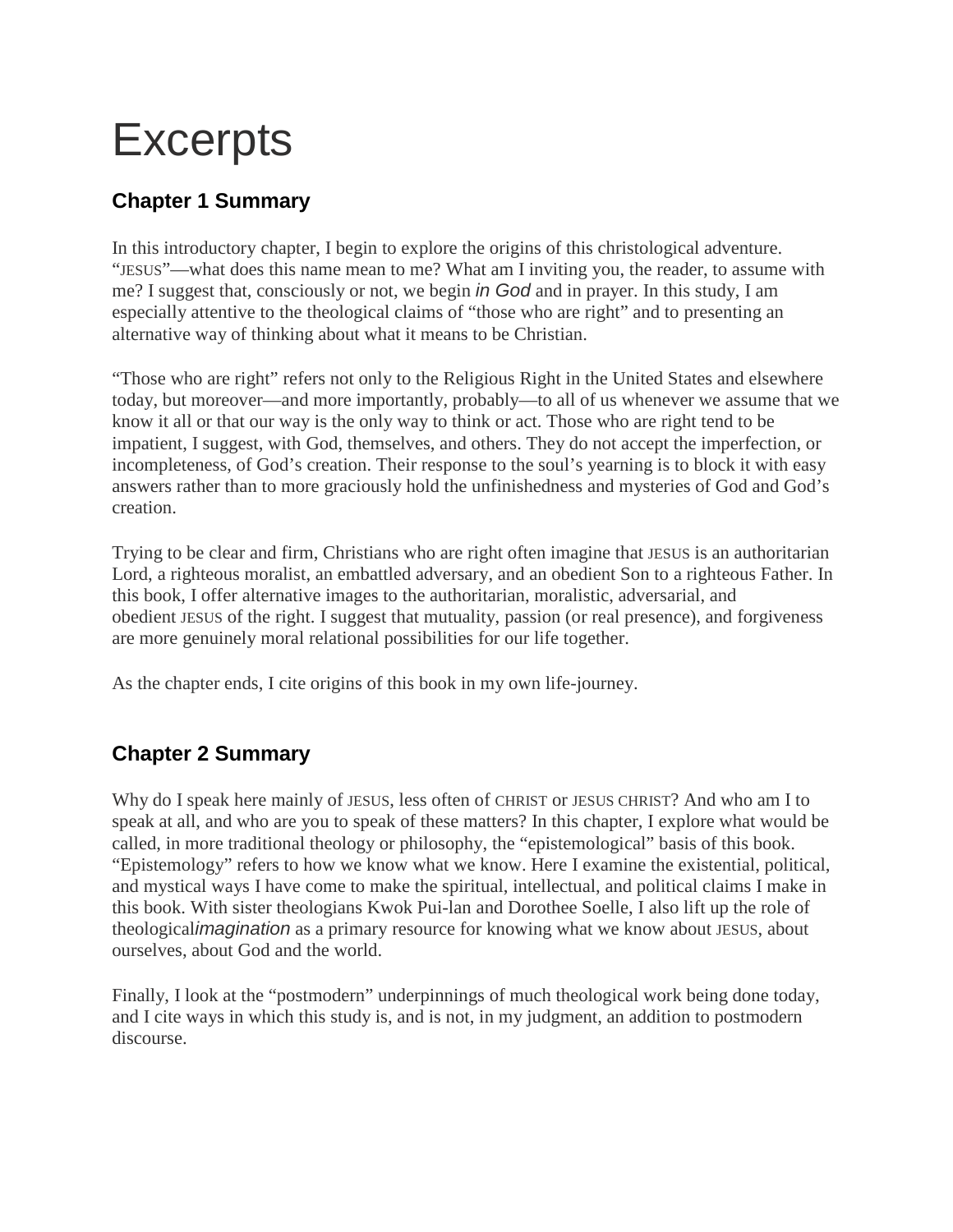# Excerpts

## Chapter 1 Summary

In this introductory chapter, I begin to explore the origins of this christological adventure. "JESUS"—what does this name mean to me? What am I inviting you, the reader, to assume with me? I suggest that, consciously or not, we begin *in God* and in prayer. In this study, I am especially attentive to the theological claims of "those who are right" and to presenting an alternative way of thinking about what it means to be Christian.

"Those who are right" refers not only to the Religious Right in the United States and elsewhere today, but moreover—and more importantly, probably—to all of us whenever we assume that we know it all or that our way is the only way to think or act. Those who are right tend to be impatient, I suggest, with God, themselves, and others. They do not accept the imperfection, or incompleteness, of God's creation. Their response to the soul's yearning is to block it with easy answers rather than to more graciously hold the unfinishedness and mysteries of God and God's creation.

Trying to be clear and firm, Christians who are right often imagine that JESUS is an authoritarian Lord, a righteous moralist, an embattled adversary, and an obedient Son to a righteous Father. In this book, I offer alternative images to the authoritarian, moralistic, adversarial, and obedient JESUS of the right. I suggest that mutuality, passion (or real presence), and forgiveness are more genuinely moral relational possibilities for our life together.

As the chapter ends, I cite origins of this book in my own life-journey.

## Chapter 2 Summary

Why do I speak here mainly of JESUS, less often of CHRIST or JESUS CHRIST? And who am I to speak at all, and who are you to speak of these matters? In this chapter, I explore what would be called, in more traditional theology or philosophy, the "epistemological" basis of this book. "Epistemology" refers to how we know what we know. Here I examine the existential, political, and mystical ways I have come to make the spiritual, intellectual, and political claims I make in this book. With sister theologians Kwok Pui-lan and Dorothee Soelle, I also lift up the role of theological*imagination* as a primary resource for knowing what we know about JESUS, about ourselves, about God and the world.

Finally, I look at the "postmodern" underpinnings of much theological work being done today, and I cite ways in which this study is, and is not, in my judgment, an addition to postmodern discourse.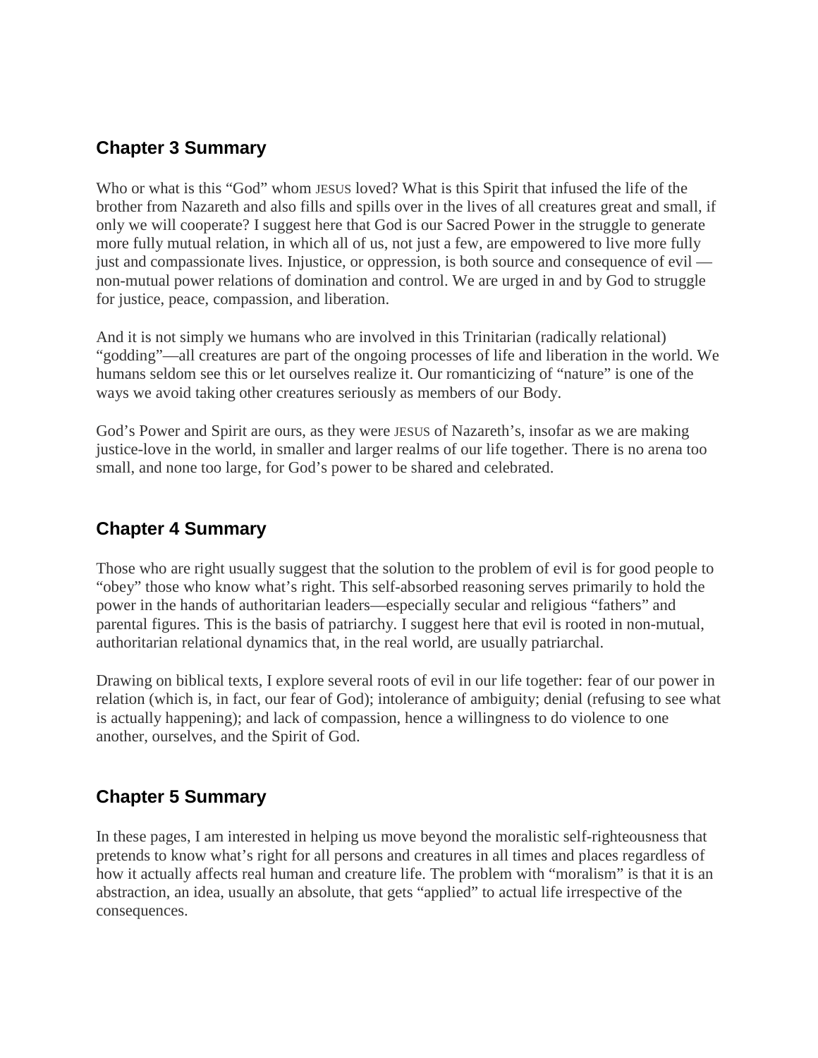## Chapter 3 Summary

Who or what is this "God" whom JESUS loved? What is this Spirit that infused the life of the brother from Nazareth and also fills and spills over in the lives of all creatures great and small, if only we will cooperate? I suggest here that God is our Sacred Power in the struggle to generate more fully mutual relation, in which all of us, not just a few, are empowered to live more fully just and compassionate lives. Injustice, or oppression, is both source and consequence of evil — non-mutual power relations of domination and control. We are urged in and by God to struggle for justice, peace, compassion, and liberation.

And it is not simply we humans who are involved in this Trinitarian (radically relational) "godding"—all creatures are part of the ongoing processes of life and liberation in the world. We humans seldom see this or let ourselves realize it. Our romanticizing of "nature" is one of the ways we avoid taking other creatures seriously as members of our Body.

God's Power and Spirit are ours, as they were JESUS of Nazareth's, insofar as we are making justice-love in the world, in smaller and larger realms of our life together. There is no arena too small, and none too large, for God's power to be shared and celebrated.

## Chapter 4 Summary

Those who are right usually suggest that the solution to the problem of evil is for good people to "obey" those who know what's right. This self-absorbed reasoning serves primarily to hold the power in the hands of authoritarian leaders—especially secular and religious "fathers" and parental figures. This is the basis of patriarchy. I suggest here that evil is rooted in non-mutual, authoritarian relational dynamics that, in the real world, are usually patriarchal.

Drawing on biblical texts, I explore several roots of evil in our life together: fear of our power in relation (which is, in fact, our fear of God); intolerance of ambiguity; denial (refusing to see what is actually happening); and lack of compassion, hence a willingness to do violence to one another, ourselves, and the Spirit of God.

## Chapter 5 Summary

In these pages, I am interested in helping us move beyond the moralistic self-righteousness that pretends to know what's right for all persons and creatures in all times and places regardless of how it actually affects real human and creature life. The problem with "moralism" is that it is an abstraction, an idea, usually an absolute, that gets "applied" to actual life irrespective of the consequences.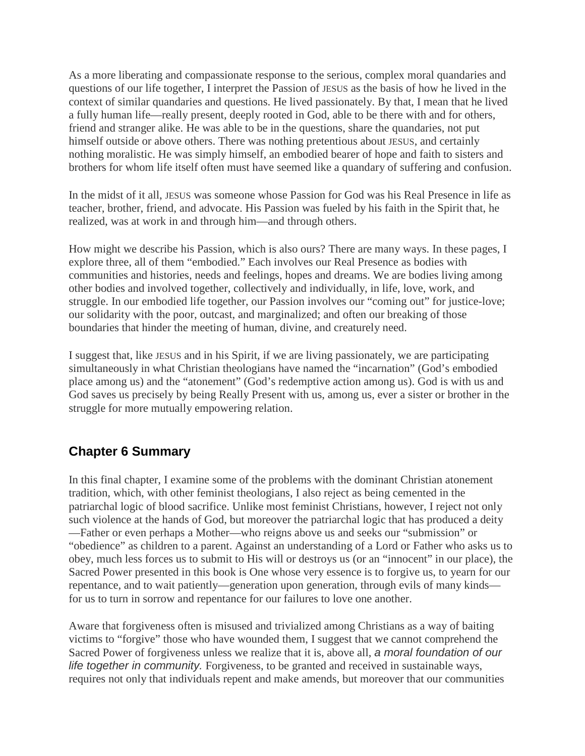As a more liberating and compassionate response to the serious, complex moral quandaries and questions of our life together, I interpret the Passion of JESUS as the basis of how he lived in the context of similar quandaries and questions. He lived passionately. By that, I mean that he lived a fully human life—really present, deeply rooted in God, able to be there with and for others, friend and stranger alike. He was able to be in the questions, share the quandaries, not put himself outside or above others. There was nothing pretentious about JESUS, and certainly nothing moralistic. He was simply himself, an embodied bearer of hope and faith to sisters and brothers for whom life itself often must have seemed like a quandary of suffering and confusion.

In the midst of it all, JESUS was someone whose Passion for God was his Real Presence in life as teacher, brother, friend, and advocate. His Passion was fueled by his faith in the Spirit that, he realized, was at work in and through him—and through others.

How might we describe his Passion, which is also ours? There are many ways. In these pages, I explore three, all of them "embodied." Each involves our Real Presence as bodies with communities and histories, needs and feelings, hopes and dreams. We are bodies living among other bodies and involved together, collectively and individually, in life, love, work, and struggle. In our embodied life together, our Passion involves our "coming out" for justice-love; our solidarity with the poor, outcast, and marginalized; and often our breaking of those boundaries that hinder the meeting of human, divine, and creaturely need.

I suggest that, like JESUS and in his Spirit, if we are living passionately, we are participating simultaneously in what Christian theologians have named the "incarnation" (God's embodied place among us) and the "atonement" (God's redemptive action among us). God is with us and God saves us precisely by being Really Present with us, among us, ever a sister or brother in the struggle for more mutually empowering relation.

## Chapter 6 Summary

In this final chapter, I examine some of the problems with the dominant Christian atonement tradition, which, with other feminist theologians, I also reject as being cemented in the patriarchal logic of blood sacrifice. Unlike most feminist Christians, however, I reject not only such violence at the hands of God, but moreover the patriarchal logic that has produced a deity—Father or even perhaps a Mother—who reigns above us and seeks our "submission" or "obedience" as children to a parent. Against an understanding of a Lord or Father who asks us to obey, much less forces us to submit to His will or destroys us (or an "innocent" in our place), the Sacred Power presented in this book is One whose very essence is to forgive us, to yearn for our repentance, and to wait patiently—generation upon generation, through evils of many kinds—for us to turn in sorrow and repentance for our failures to love one another.

Aware that forgiveness often is misused and trivialized among Christians as a way of baiting victims to "forgive" those who have wounded them, I suggest that we cannot comprehend the Sacred Power of forgiveness unless we realize that it is, above all, *a moral foundation of our life together in community.* Forgiveness, to be granted and received in sustainable ways, requires not only that individuals repent and make amends, but moreover that our communities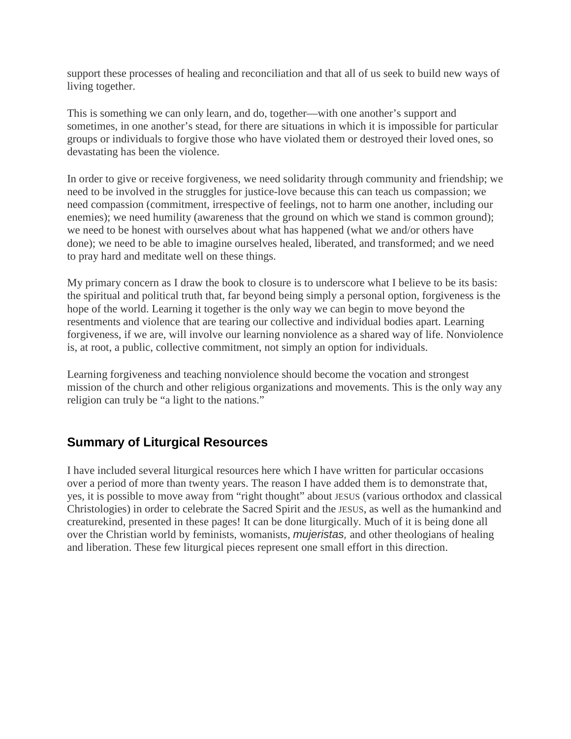support these processes of healing and reconciliation and that all of us seek to build new ways of living together.

This is something we can only learn, and do, together—with one another's support and sometimes, in one another's stead, for there are situations in which it is impossible for particular groups or individuals to forgive those who have violated them or destroyed their loved ones, so devastating has been the violence.

In order to give or receive forgiveness, we need solidarity through community and friendship; we need to be involved in the struggles for justice-love because this can teach us compassion; we need compassion (commitment, irrespective of feelings, not to harm one another, including our enemies); we need humility (awareness that the ground on which we stand is common ground); we need to be honest with ourselves about what has happened (what we and/or others have done); we need to be able to imagine ourselves healed, liberated, and transformed; and we need to pray hard and meditate well on these things.

My primary concern as I draw the book to closure is to underscore what I believe to be its basis: the spiritual and political truth that, far beyond being simply a personal option, forgiveness is the hope of the world. Learning it together is the only way we can begin to move beyond the resentments and violence that are tearing our collective and individual bodies apart. Learning forgiveness, if we are, will involve our learning nonviolence as a shared way of life. Nonviolence is, at root, a public, collective commitment, not simply an option for individuals.

Learning forgiveness and teaching nonviolence should become the vocation and strongest mission of the church and other religious organizations and movements. This is the only way any religion can truly be "a light to the nations."

## Summary of Liturgical Resources

I have included several liturgical resources here which I have written for particular occasions over a period of more than twenty years. The reason I have added them is to demonstrate that, yes, it is possible to move away from "right thought" about JESUS (various orthodox and classical Christologies) in order to celebrate the Sacred Spirit and the JESUS, as well as the humankind and creaturekind, presented in these pages! It can be done liturgically. Much of it is being done all over the Christian world by feminists, womanists, *mujeristas,* and other theologians of healing and liberation. These few liturgical pieces represent one small effort in this direction.